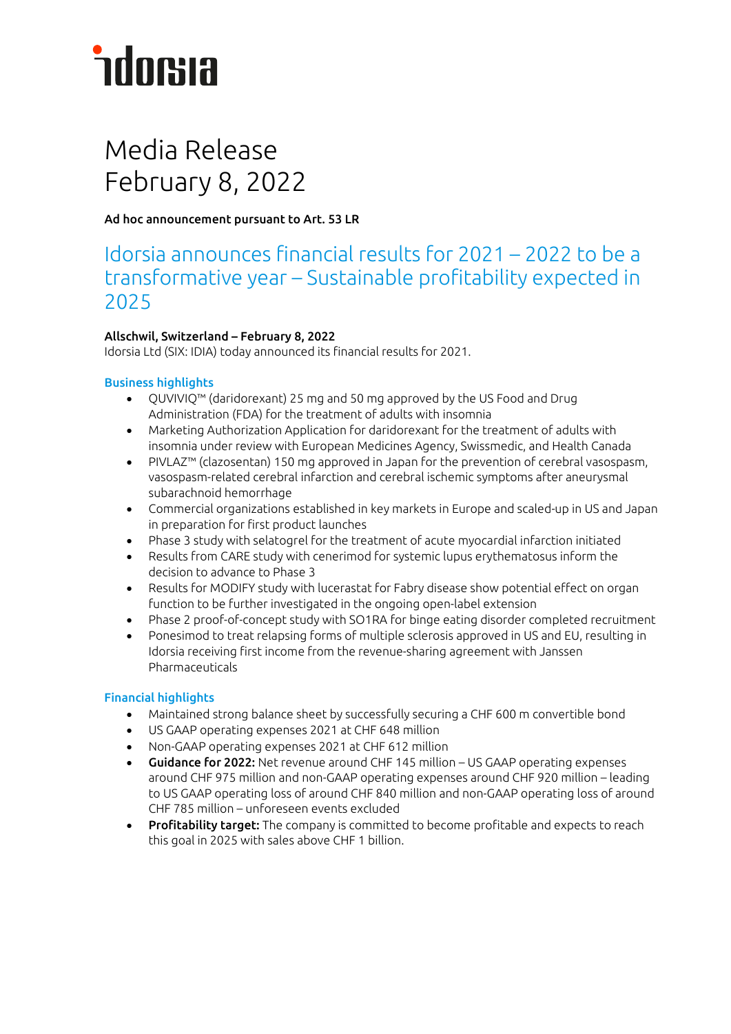# Media Release
February 8, 2022

**Ad hoc announcement pursuant to Art. 53 LR**

## Idorsia announces financial results for 2021 – 2022 to be a transformative year – Sustainable profitability expected in 2025

**Allschwil, Switzerland – February 8, 2022**
Idorsia Ltd (SIX: IDIA) today announced its financial results for 2021.

### Business highlights

- QUVIVIQ™ (daridorexant) 25 mg and 50 mg approved by the US Food and Drug Administration (FDA) for the treatment of adults with insomnia
- Marketing Authorization Application for daridorexant for the treatment of adults with insomnia under review with European Medicines Agency, Swissmedic, and Health Canada
- PIVLAZ™ (clazosentan) 150 mg approved in Japan for the prevention of cerebral vasospasm, vasospasm-related cerebral infarction and cerebral ischemic symptoms after aneurysmal subarachnoid hemorrhage
- Commercial organizations established in key markets in Europe and scaled-up in US and Japan in preparation for first product launches
- Phase 3 study with selatogrel for the treatment of acute myocardial infarction initiated
- Results from CARE study with cenerimod for systemic lupus erythematosus inform the decision to advance to Phase 3
- Results for MODIFY study with lucerastat for Fabry disease show potential effect on organ function to be further investigated in the ongoing open-label extension
- Phase 2 proof-of-concept study with SO1RA for binge eating disorder completed recruitment
- Ponesimod to treat relapsing forms of multiple sclerosis approved in US and EU, resulting in Idorsia receiving first income from the revenue-sharing agreement with Janssen Pharmaceuticals

### Financial highlights

- Maintained strong balance sheet by successfully securing a CHF 600 m convertible bond
- US GAAP operating expenses 2021 at CHF 648 million
- Non-GAAP operating expenses 2021 at CHF 612 million
- **Guidance for 2022:** Net revenue around CHF 145 million – US GAAP operating expenses around CHF 975 million and non-GAAP operating expenses around CHF 920 million – leading to US GAAP operating loss of around CHF 840 million and non-GAAP operating loss of around CHF 785 million – unforeseen events excluded
- **Profitability target:** The company is committed to become profitable and expects to reach this goal in 2025 with sales above CHF 1 billion.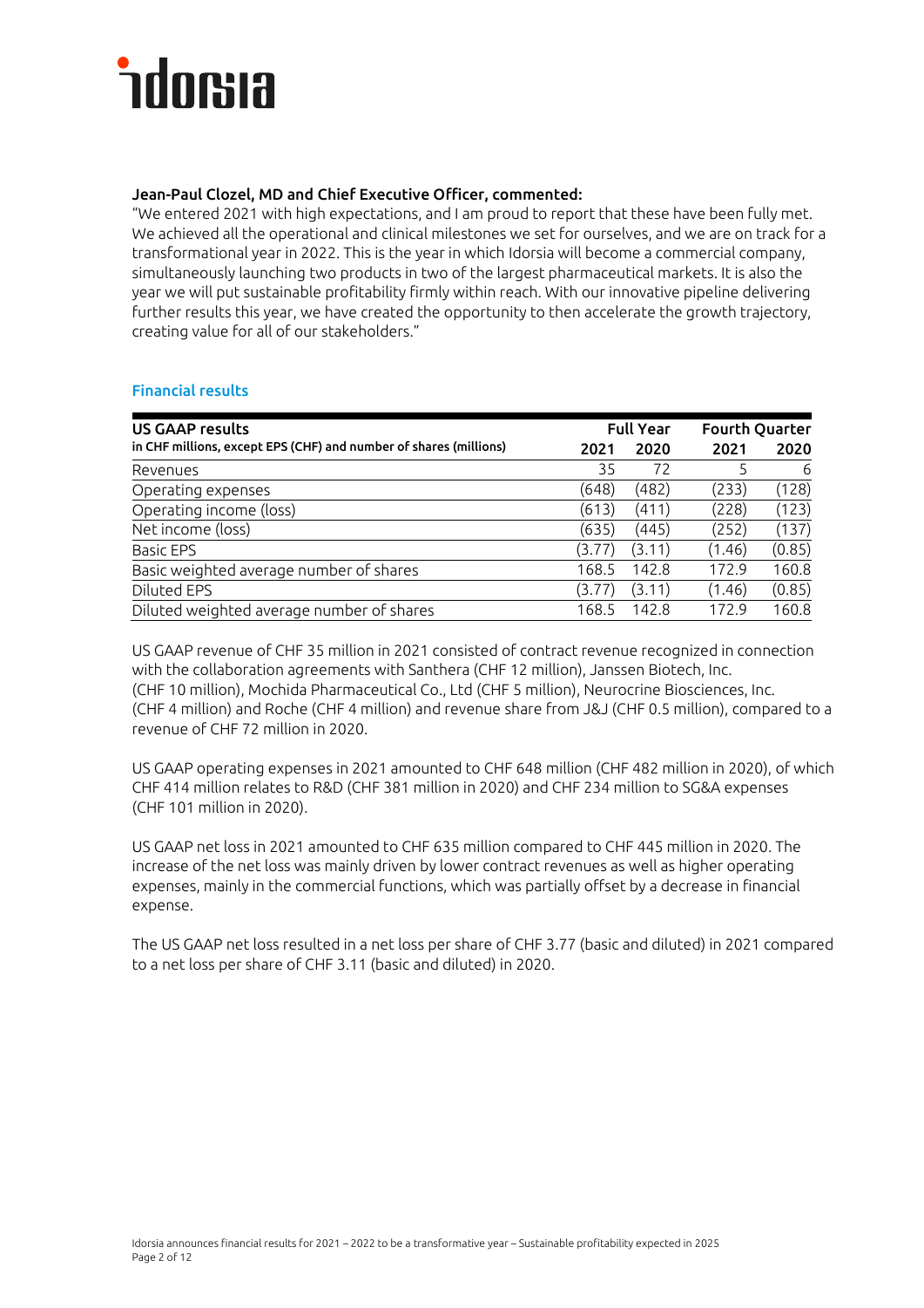**Jean-Paul Clozel, MD and Chief Executive Officer, commented:**
"We entered 2021 with high expectations, and I am proud to report that these have been fully met. We achieved all the operational and clinical milestones we set for ourselves, and we are on track for a transformational year in 2022. This is the year in which Idorsia will become a commercial company, simultaneously launching two products in two of the largest pharmaceutical markets. It is also the year we will put sustainable profitability firmly within reach. With our innovative pipeline delivering further results this year, we have created the opportunity to then accelerate the growth trajectory, creating value for all of our stakeholders."

## Financial results

| **US GAAP results**<br>**in CHF millions, except EPS (CHF) and number of shares (millions)** | **Full Year** | | **Fourth Quarter** | |
|---|---|---|---|---|
| | **2021** | **2020** | **2021** | **2020** |
| Revenues | 35 | 72 | 5 | 6 |
| Operating expenses | (648) | (482) | (233) | (128) |
| Operating income (loss) | (613) | (411) | (228) | (123) |
| Net income (loss) | (635) | (445) | (252) | (137) |
| Basic EPS | (3.77) | (3.11) | (1.46) | (0.85) |
| Basic weighted average number of shares | 168.5 | 142.8 | 172.9 | 160.8 |
| Diluted EPS | (3.77) | (3.11) | (1.46) | (0.85) |
| Diluted weighted average number of shares | 168.5 | 142.8 | 172.9 | 160.8 |

US GAAP revenue of CHF 35 million in 2021 consisted of contract revenue recognized in connection with the collaboration agreements with Santhera (CHF 12 million), Janssen Biotech, Inc. (CHF 10 million), Mochida Pharmaceutical Co., Ltd (CHF 5 million), Neurocrine Biosciences, Inc. (CHF 4 million) and Roche (CHF 4 million) and revenue share from J&J (CHF 0.5 million), compared to a revenue of CHF 72 million in 2020.

US GAAP operating expenses in 2021 amounted to CHF 648 million (CHF 482 million in 2020), of which CHF 414 million relates to R&D (CHF 381 million in 2020) and CHF 234 million to SG&A expenses (CHF 101 million in 2020).

US GAAP net loss in 2021 amounted to CHF 635 million compared to CHF 445 million in 2020. The increase of the net loss was mainly driven by lower contract revenues as well as higher operating expenses, mainly in the commercial functions, which was partially offset by a decrease in financial expense.

The US GAAP net loss resulted in a net loss per share of CHF 3.77 (basic and diluted) in 2021 compared to a net loss per share of CHF 3.11 (basic and diluted) in 2020.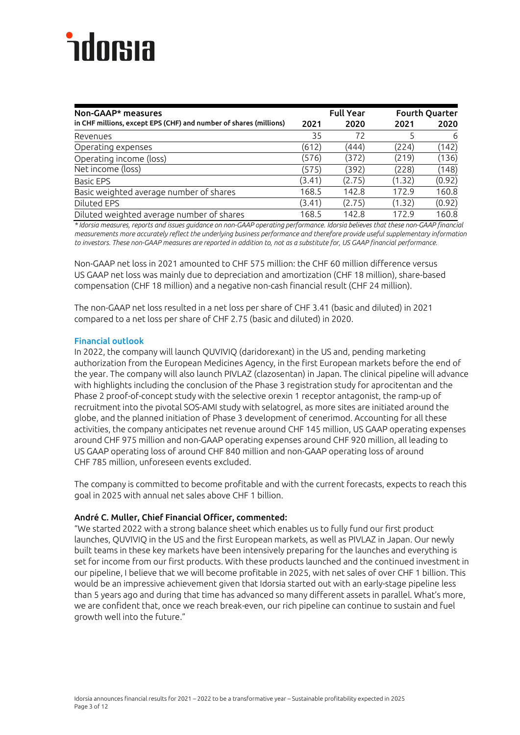| Non-GAAP* measures<br>in CHF millions, except EPS (CHF) and number of shares (millions) | Full Year<br>2021 | <br>2020 | Fourth Quarter<br>2021 | <br>2020 |
|---|---|---|---|---|
| Revenues | 35 | 72 | 5 | 6 |
| Operating expenses | (612) | (444) | (224) | (142) |
| Operating income (loss) | (576) | (372) | (219) | (136) |
| Net income (loss) | (575) | (392) | (228) | (148) |
| Basic EPS | (3.41) | (2.75) | (1.32) | (0.92) |
| Basic weighted average number of shares | 168.5 | 142.8 | 172.9 | 160.8 |
| Diluted EPS | (3.41) | (2.75) | (1.32) | (0.92) |
| Diluted weighted average number of shares | 168.5 | 142.8 | 172.9 | 160.8 |

*\* Idorsia measures, reports and issues guidance on non-GAAP operating performance. Idorsia believes that these non-GAAP financial measurements more accurately reflect the underlying business performance and therefore provide useful supplementary information to investors. These non-GAAP measures are reported in addition to, not as a substitute for, US GAAP financial performance.*

Non-GAAP net loss in 2021 amounted to CHF 575 million: the CHF 60 million difference versus US GAAP net loss was mainly due to depreciation and amortization (CHF 18 million), share-based compensation (CHF 18 million) and a negative non-cash financial result (CHF 24 million).

The non-GAAP net loss resulted in a net loss per share of CHF 3.41 (basic and diluted) in 2021 compared to a net loss per share of CHF 2.75 (basic and diluted) in 2020.

## Financial outlook

In 2022, the company will launch QUVIVIQ (daridorexant) in the US and, pending marketing authorization from the European Medicines Agency, in the first European markets before the end of the year. The company will also launch PIVLAZ (clazosentan) in Japan. The clinical pipeline will advance with highlights including the conclusion of the Phase 3 registration study for aprocitentan and the Phase 2 proof-of-concept study with the selective orexin 1 receptor antagonist, the ramp-up of recruitment into the pivotal SOS-AMI study with selatogrel, as more sites are initiated around the globe, and the planned initiation of Phase 3 development of cenerimod. Accounting for all these activities, the company anticipates net revenue around CHF 145 million, US GAAP operating expenses around CHF 975 million and non-GAAP operating expenses around CHF 920 million, all leading to US GAAP operating loss of around CHF 840 million and non-GAAP operating loss of around CHF 785 million, unforeseen events excluded.

The company is committed to become profitable and with the current forecasts, expects to reach this goal in 2025 with annual net sales above CHF 1 billion.

**André C. Muller, Chief Financial Officer, commented:**

"We started 2022 with a strong balance sheet which enables us to fully fund our first product launches, QUVIVIQ in the US and the first European markets, as well as PIVLAZ in Japan. Our newly built teams in these key markets have been intensively preparing for the launches and everything is set for income from our first products. With these products launched and the continued investment in our pipeline, I believe that we will become profitable in 2025, with net sales of over CHF 1 billion. This would be an impressive achievement given that Idorsia started out with an early-stage pipeline less than 5 years ago and during that time has advanced so many different assets in parallel. What's more, we are confident that, once we reach break-even, our rich pipeline can continue to sustain and fuel growth well into the future."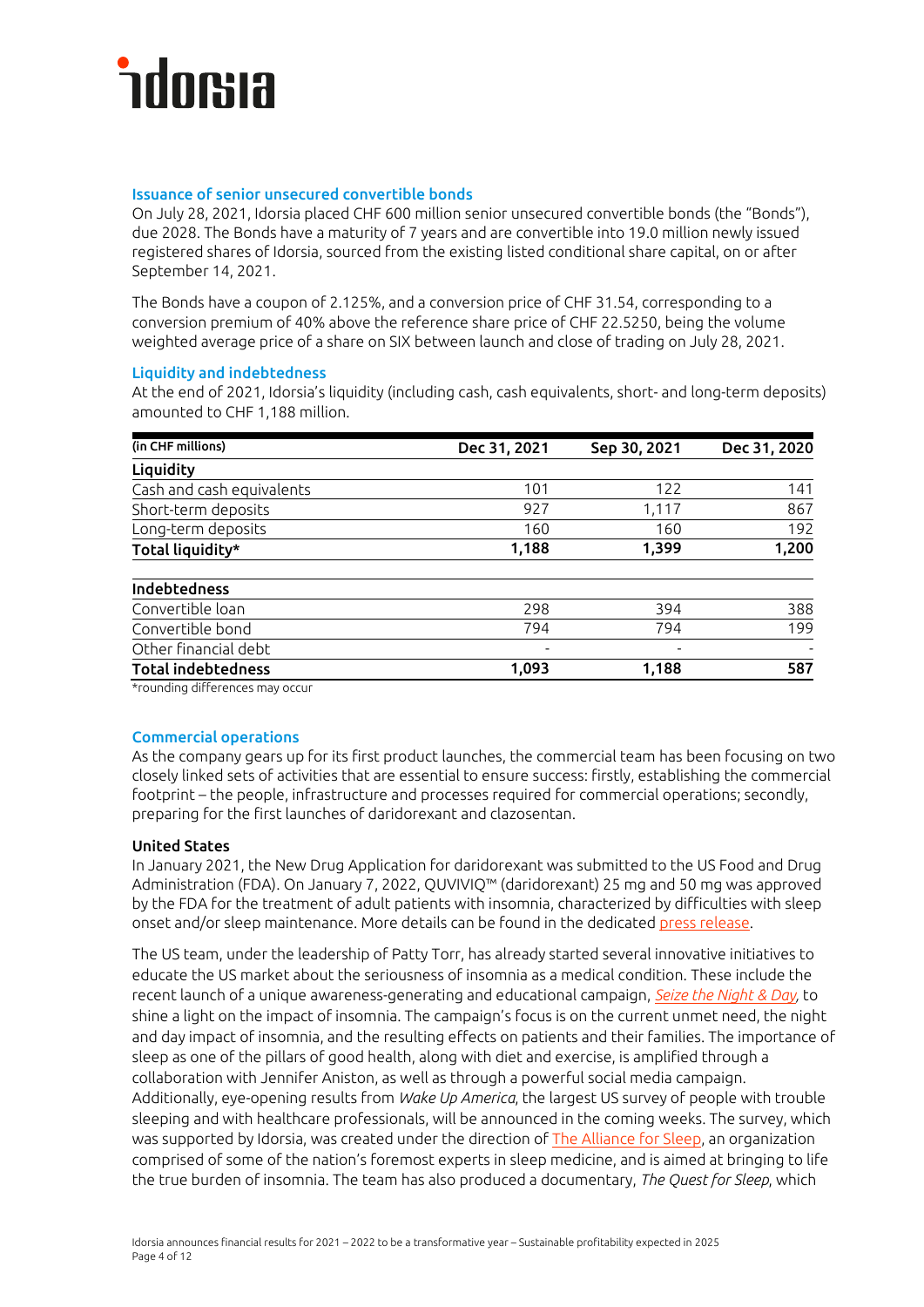### Issuance of senior unsecured convertible bonds

On July 28, 2021, Idorsia placed CHF 600 million senior unsecured convertible bonds (the "Bonds"), due 2028. The Bonds have a maturity of 7 years and are convertible into 19.0 million newly issued registered shares of Idorsia, sourced from the existing listed conditional share capital, on or after September 14, 2021.

The Bonds have a coupon of 2.125%, and a conversion price of CHF 31.54, corresponding to a conversion premium of 40% above the reference share price of CHF 22.5250, being the volume weighted average price of a share on SIX between launch and close of trading on July 28, 2021.

### Liquidity and indebtedness

At the end of 2021, Idorsia's liquidity (including cash, cash equivalents, short- and long-term deposits) amounted to CHF 1,188 million.

| (in CHF millions) | Dec 31, 2021 | Sep 30, 2021 | Dec 31, 2020 |
|---|---|---|---|
| **Liquidity** | | | |
| Cash and cash equivalents | 101 | 122 | 141 |
| Short-term deposits | 927 | 1,117 | 867 |
| Long-term deposits | 160 | 160 | 192 |
| **Total liquidity*** | **1,188** | **1,399** | **1,200** |
| | | | |
| **Indebtedness** | | | |
| Convertible loan | 298 | 394 | 388 |
| Convertible bond | 794 | 794 | 199 |
| Other financial debt | - | - | - |
| **Total indebtedness** | **1,093** | **1,188** | **587** |

*rounding differences may occur

### Commercial operations

As the company gears up for its first product launches, the commercial team has been focusing on two closely linked sets of activities that are essential to ensure success: firstly, establishing the commercial footprint – the people, infrastructure and processes required for commercial operations; secondly, preparing for the first launches of daridorexant and clazosentan.

**United States**

In January 2021, the New Drug Application for daridorexant was submitted to the US Food and Drug Administration (FDA). On January 7, 2022, QUVIVIQ™ (daridorexant) 25 mg and 50 mg was approved by the FDA for the treatment of adult patients with insomnia, characterized by difficulties with sleep onset and/or sleep maintenance. More details can be found in the dedicated press release.

The US team, under the leadership of Patty Torr, has already started several innovative initiatives to educate the US market about the seriousness of insomnia as a medical condition. These include the recent launch of a unique awareness-generating and educational campaign, *Seize the Night & Day*, to shine a light on the impact of insomnia. The campaign's focus is on the current unmet need, the night and day impact of insomnia, and the resulting effects on patients and their families. The importance of sleep as one of the pillars of good health, along with diet and exercise, is amplified through a collaboration with Jennifer Aniston, as well as through a powerful social media campaign. Additionally, eye-opening results from *Wake Up America*, the largest US survey of people with trouble sleeping and with healthcare professionals, will be announced in the coming weeks. The survey, which was supported by Idorsia, was created under the direction of The Alliance for Sleep, an organization comprised of some of the nation's foremost experts in sleep medicine, and is aimed at bringing to life the true burden of insomnia. The team has also produced a documentary, *The Quest for Sleep*, which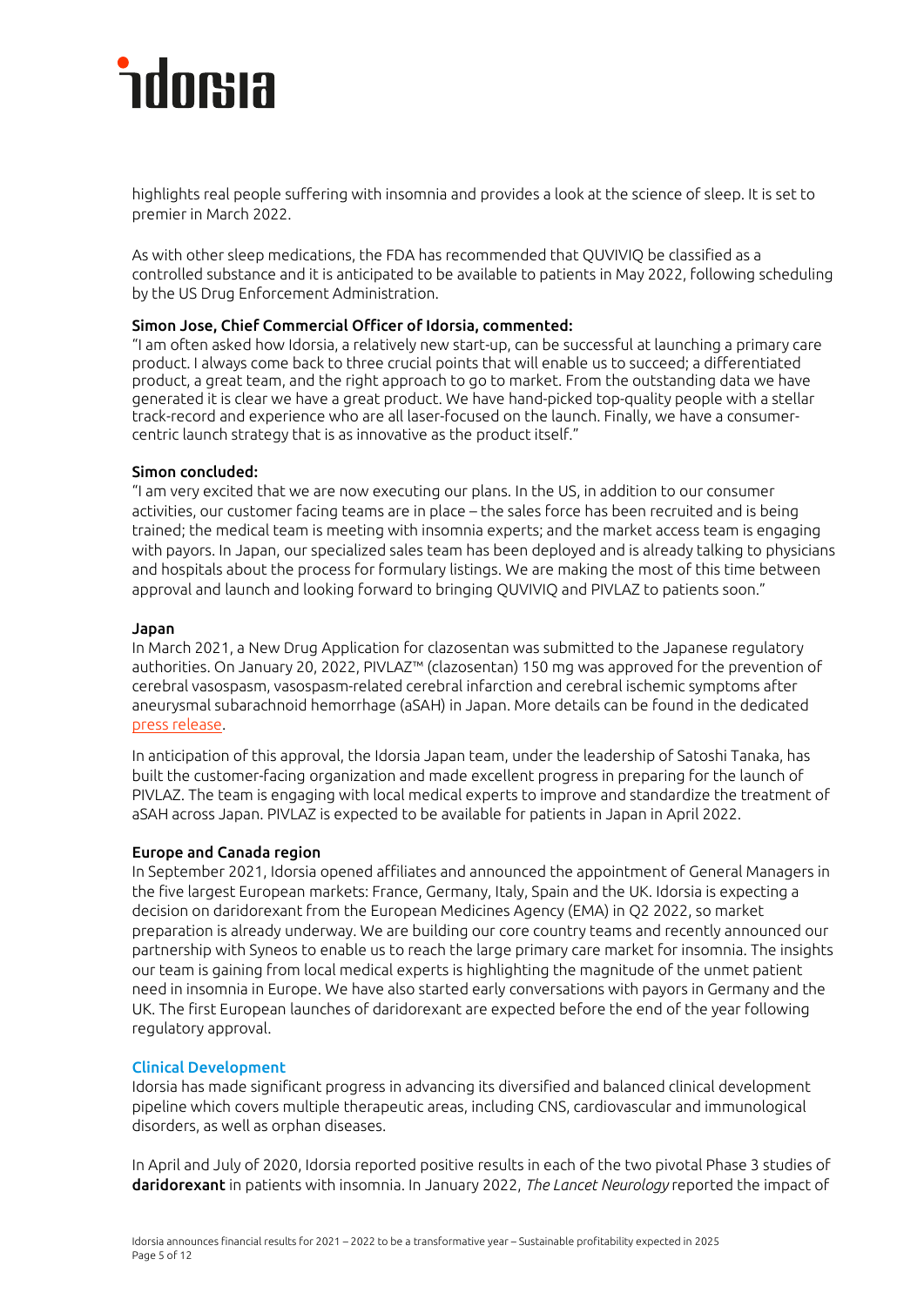highlights real people suffering with insomnia and provides a look at the science of sleep. It is set to premier in March 2022.

As with other sleep medications, the FDA has recommended that QUVIVIQ be classified as a controlled substance and it is anticipated to be available to patients in May 2022, following scheduling by the US Drug Enforcement Administration.

**Simon Jose, Chief Commercial Officer of Idorsia, commented:**
"I am often asked how Idorsia, a relatively new start-up, can be successful at launching a primary care product. I always come back to three crucial points that will enable us to succeed; a differentiated product, a great team, and the right approach to go to market. From the outstanding data we have generated it is clear we have a great product. We have hand-picked top-quality people with a stellar track-record and experience who are all laser-focused on the launch. Finally, we have a consumer-centric launch strategy that is as innovative as the product itself."

**Simon concluded:**
"I am very excited that we are now executing our plans. In the US, in addition to our consumer activities, our customer facing teams are in place – the sales force has been recruited and is being trained; the medical team is meeting with insomnia experts; and the market access team is engaging with payors. In Japan, our specialized sales team has been deployed and is already talking to physicians and hospitals about the process for formulary listings. We are making the most of this time between approval and launch and looking forward to bringing QUVIVIQ and PIVLAZ to patients soon."

**Japan**
In March 2021, a New Drug Application for clazosentan was submitted to the Japanese regulatory authorities. On January 20, 2022, PIVLAZ™ (clazosentan) 150 mg was approved for the prevention of cerebral vasospasm, vasospasm-related cerebral infarction and cerebral ischemic symptoms after aneurysmal subarachnoid hemorrhage (aSAH) in Japan. More details can be found in the dedicated press release.

In anticipation of this approval, the Idorsia Japan team, under the leadership of Satoshi Tanaka, has built the customer-facing organization and made excellent progress in preparing for the launch of PIVLAZ. The team is engaging with local medical experts to improve and standardize the treatment of aSAH across Japan. PIVLAZ is expected to be available for patients in Japan in April 2022.

**Europe and Canada region**
In September 2021, Idorsia opened affiliates and announced the appointment of General Managers in the five largest European markets: France, Germany, Italy, Spain and the UK. Idorsia is expecting a decision on daridorexant from the European Medicines Agency (EMA) in Q2 2022, so market preparation is already underway. We are building our core country teams and recently announced our partnership with Syneos to enable us to reach the large primary care market for insomnia. The insights our team is gaining from local medical experts is highlighting the magnitude of the unmet patient need in insomnia in Europe. We have also started early conversations with payors in Germany and the UK. The first European launches of daridorexant are expected before the end of the year following regulatory approval.

## Clinical Development

Idorsia has made significant progress in advancing its diversified and balanced clinical development pipeline which covers multiple therapeutic areas, including CNS, cardiovascular and immunological disorders, as well as orphan diseases.

In April and July of 2020, Idorsia reported positive results in each of the two pivotal Phase 3 studies of **daridorexant** in patients with insomnia. In January 2022, *The Lancet Neurology* reported the impact of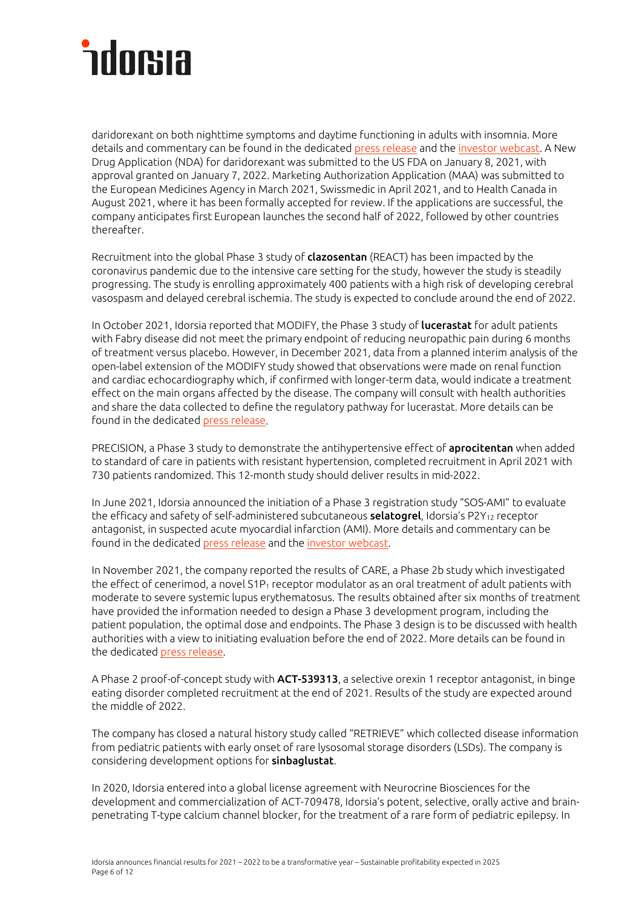daridorexant on both nighttime symptoms and daytime functioning in adults with insomnia. More details and commentary can be found in the dedicated press release and the investor webcast. A New Drug Application (NDA) for daridorexant was submitted to the US FDA on January 8, 2021, with approval granted on January 7, 2022. Marketing Authorization Application (MAA) was submitted to the European Medicines Agency in March 2021, Swissmedic in April 2021, and to Health Canada in August 2021, where it has been formally accepted for review. If the applications are successful, the company anticipates first European launches the second half of 2022, followed by other countries thereafter.

Recruitment into the global Phase 3 study of **clazosentan** (REACT) has been impacted by the coronavirus pandemic due to the intensive care setting for the study, however the study is steadily progressing. The study is enrolling approximately 400 patients with a high risk of developing cerebral vasospasm and delayed cerebral ischemia. The study is expected to conclude around the end of 2022.

In October 2021, Idorsia reported that MODIFY, the Phase 3 study of **lucerastat** for adult patients with Fabry disease did not meet the primary endpoint of reducing neuropathic pain during 6 months of treatment versus placebo. However, in December 2021, data from a planned interim analysis of the open-label extension of the MODIFY study showed that observations were made on renal function and cardiac echocardiography which, if confirmed with longer-term data, would indicate a treatment effect on the main organs affected by the disease. The company will consult with health authorities and share the data collected to define the regulatory pathway for lucerastat. More details can be found in the dedicated press release.

PRECISION, a Phase 3 study to demonstrate the antihypertensive effect of **aprocitentan** when added to standard of care in patients with resistant hypertension, completed recruitment in April 2021 with 730 patients randomized. This 12-month study should deliver results in mid-2022.

In June 2021, Idorsia announced the initiation of a Phase 3 registration study "SOS-AMI" to evaluate the efficacy and safety of self-administered subcutaneous **selatogrel**, Idorsia's $P2Y_{12}$ receptor antagonist, in suspected acute myocardial infarction (AMI). More details and commentary can be found in the dedicated press release and the investor webcast.

In November 2021, the company reported the results of CARE, a Phase 2b study which investigated the effect of cenerimod, a novel $S1P_1$ receptor modulator as an oral treatment of adult patients with moderate to severe systemic lupus erythematosus. The results obtained after six months of treatment have provided the information needed to design a Phase 3 development program, including the patient population, the optimal dose and endpoints. The Phase 3 design is to be discussed with health authorities with a view to initiating evaluation before the end of 2022. More details can be found in the dedicated press release.

A Phase 2 proof-of-concept study with **ACT-539313**, a selective orexin 1 receptor antagonist, in binge eating disorder completed recruitment at the end of 2021. Results of the study are expected around the middle of 2022.

The company has closed a natural history study called "RETRIEVE" which collected disease information from pediatric patients with early onset of rare lysosomal storage disorders (LSDs). The company is considering development options for **sinbaglustat**.

In 2020, Idorsia entered into a global license agreement with Neurocrine Biosciences for the development and commercialization of ACT-709478, Idorsia's potent, selective, orally active and brain-penetrating T-type calcium channel blocker, for the treatment of a rare form of pediatric epilepsy. In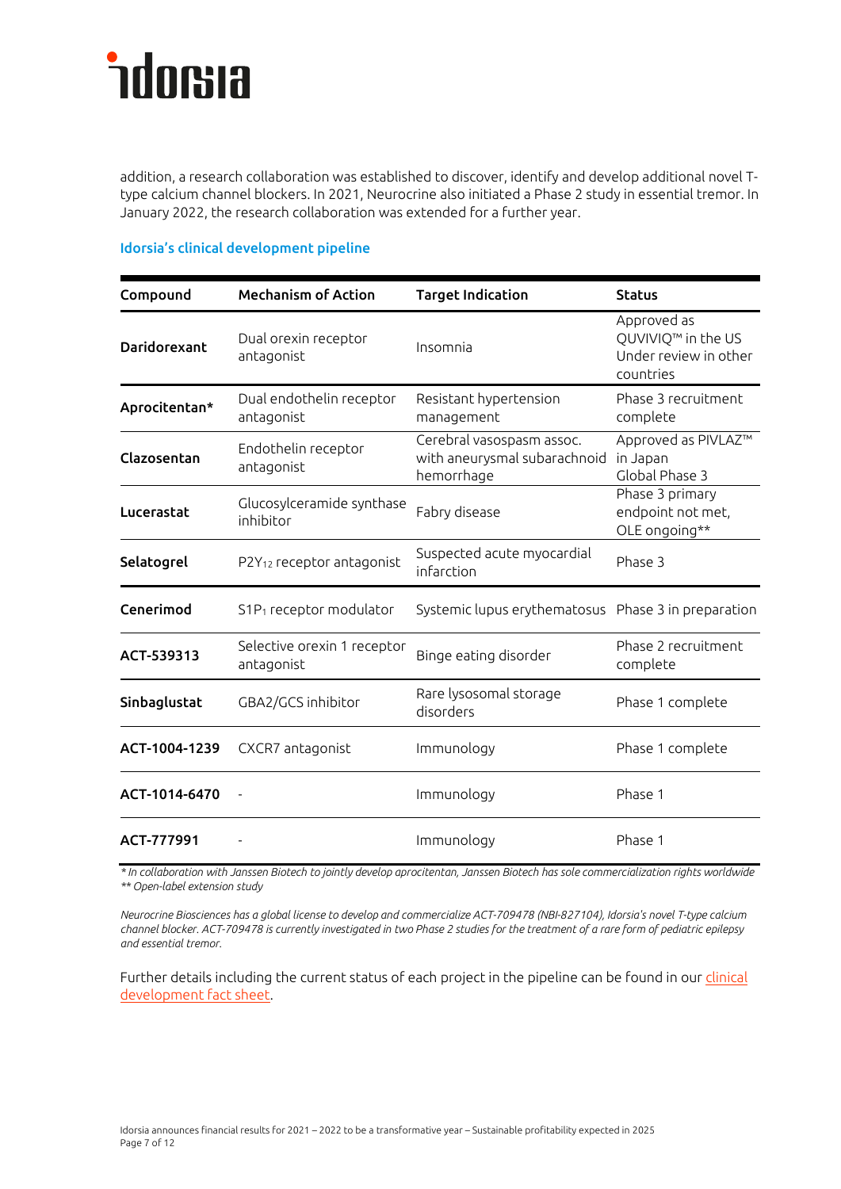addition, a research collaboration was established to discover, identify and develop additional novel T-type calcium channel blockers. In 2021, Neurocrine also initiated a Phase 2 study in essential tremor. In January 2022, the research collaboration was extended for a further year.

### Idorsia's clinical development pipeline

| Compound | Mechanism of Action | Target Indication | Status |
|---|---|---|---|
| **Daridorexant** | Dual orexin receptor antagonist | Insomnia | Approved as QUVIVIQ™ in the US<br>Under review in other countries |
| **Aprocitentan*** | Dual endothelin receptor antagonist | Resistant hypertension management | Phase 3 recruitment complete |
| **Clazosentan** | Endothelin receptor antagonist | Cerebral vasospasm assoc. with aneurysmal subarachnoid hemorrhage | Approved as PIVLAZ™ in Japan<br>Global Phase 3 |
| **Lucerastat** | Glucosylceramide synthase inhibitor | Fabry disease | Phase 3 primary endpoint not met, OLE ongoing** |
| **Selatogrel** | $P2Y_{12}$ receptor antagonist | Suspected acute myocardial infarction | Phase 3 |
| **Cenerimod** | $S1P_1$ receptor modulator | Systemic lupus erythematosus | Phase 3 in preparation |
| **ACT-539313** | Selective orexin 1 receptor antagonist | Binge eating disorder | Phase 2 recruitment complete |
| **Sinbaglustat** | GBA2/GCS inhibitor | Rare lysosomal storage disorders | Phase 1 complete |
| **ACT-1004-1239** | CXCR7 antagonist | Immunology | Phase 1 complete |
| **ACT-1014-6470** | - | Immunology | Phase 1 |
| **ACT-777991** | - | Immunology | Phase 1 |

*\* In collaboration with Janssen Biotech to jointly develop aprocitentan, Janssen Biotech has sole commercialization rights worldwide*
*\*\* Open-label extension study*

*Neurocrine Biosciences has a global license to develop and commercialize ACT-709478 (NBI-827104), Idorsia's novel T-type calcium channel blocker. ACT-709478 is currently investigated in two Phase 2 studies for the treatment of a rare form of pediatric epilepsy and essential tremor.*

Further details including the current status of each project in the pipeline can be found in our clinical development fact sheet.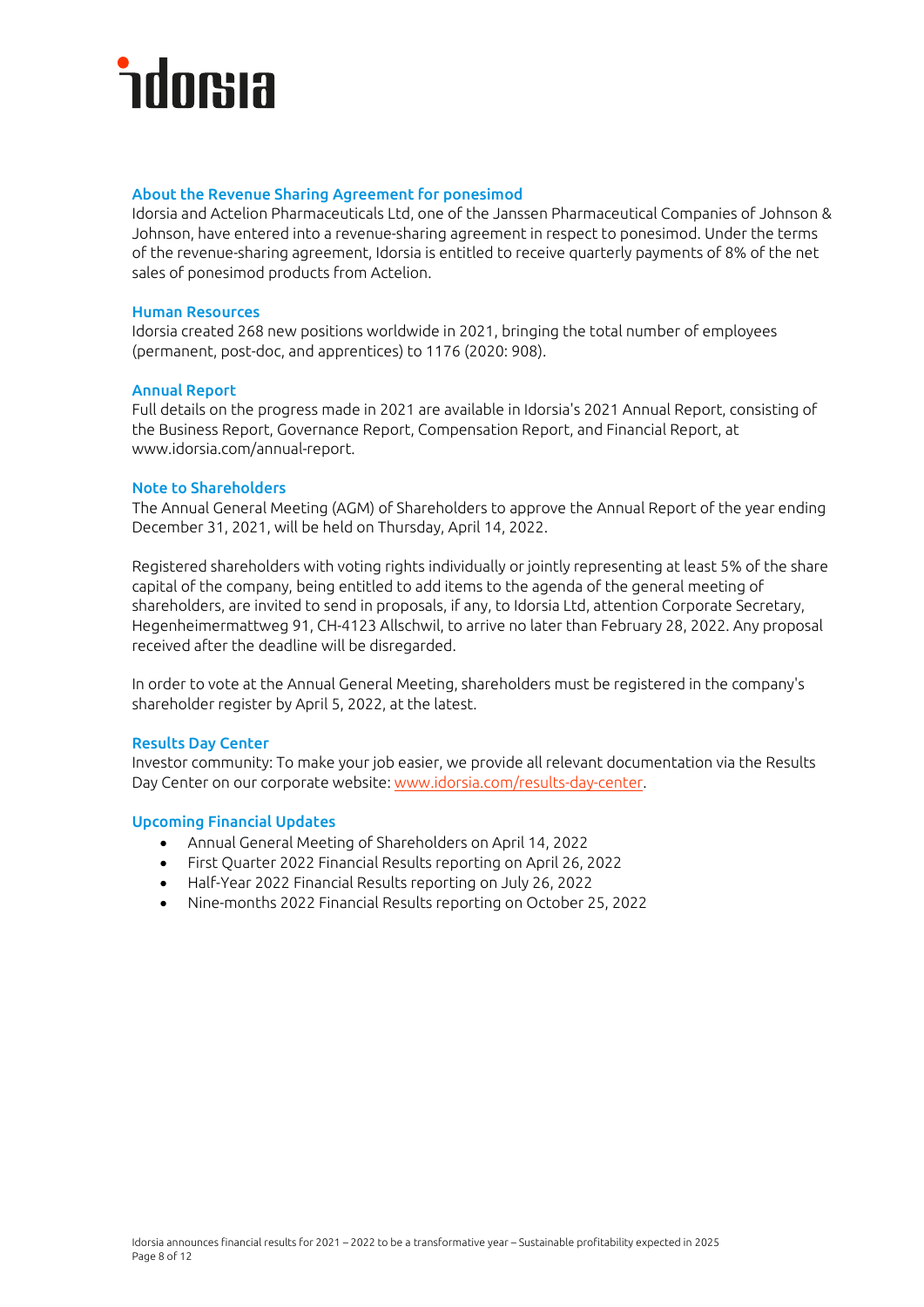### About the Revenue Sharing Agreement for ponesimod

Idorsia and Actelion Pharmaceuticals Ltd, one of the Janssen Pharmaceutical Companies of Johnson & Johnson, have entered into a revenue-sharing agreement in respect to ponesimod. Under the terms of the revenue-sharing agreement, Idorsia is entitled to receive quarterly payments of 8% of the net sales of ponesimod products from Actelion.

### Human Resources

Idorsia created 268 new positions worldwide in 2021, bringing the total number of employees (permanent, post-doc, and apprentices) to 1176 (2020: 908).

### Annual Report

Full details on the progress made in 2021 are available in Idorsia's 2021 Annual Report, consisting of the Business Report, Governance Report, Compensation Report, and Financial Report, at www.idorsia.com/annual-report.

### Note to Shareholders

The Annual General Meeting (AGM) of Shareholders to approve the Annual Report of the year ending December 31, 2021, will be held on Thursday, April 14, 2022.

Registered shareholders with voting rights individually or jointly representing at least 5% of the share capital of the company, being entitled to add items to the agenda of the general meeting of shareholders, are invited to send in proposals, if any, to Idorsia Ltd, attention Corporate Secretary, Hegenheimermattweg 91, CH-4123 Allschwil, to arrive no later than February 28, 2022. Any proposal received after the deadline will be disregarded.

In order to vote at the Annual General Meeting, shareholders must be registered in the company's shareholder register by April 5, 2022, at the latest.

### Results Day Center

Investor community: To make your job easier, we provide all relevant documentation via the Results Day Center on our corporate website: www.idorsia.com/results-day-center.

### Upcoming Financial Updates

- Annual General Meeting of Shareholders on April 14, 2022
- First Quarter 2022 Financial Results reporting on April 26, 2022
- Half-Year 2022 Financial Results reporting on July 26, 2022
- Nine-months 2022 Financial Results reporting on October 25, 2022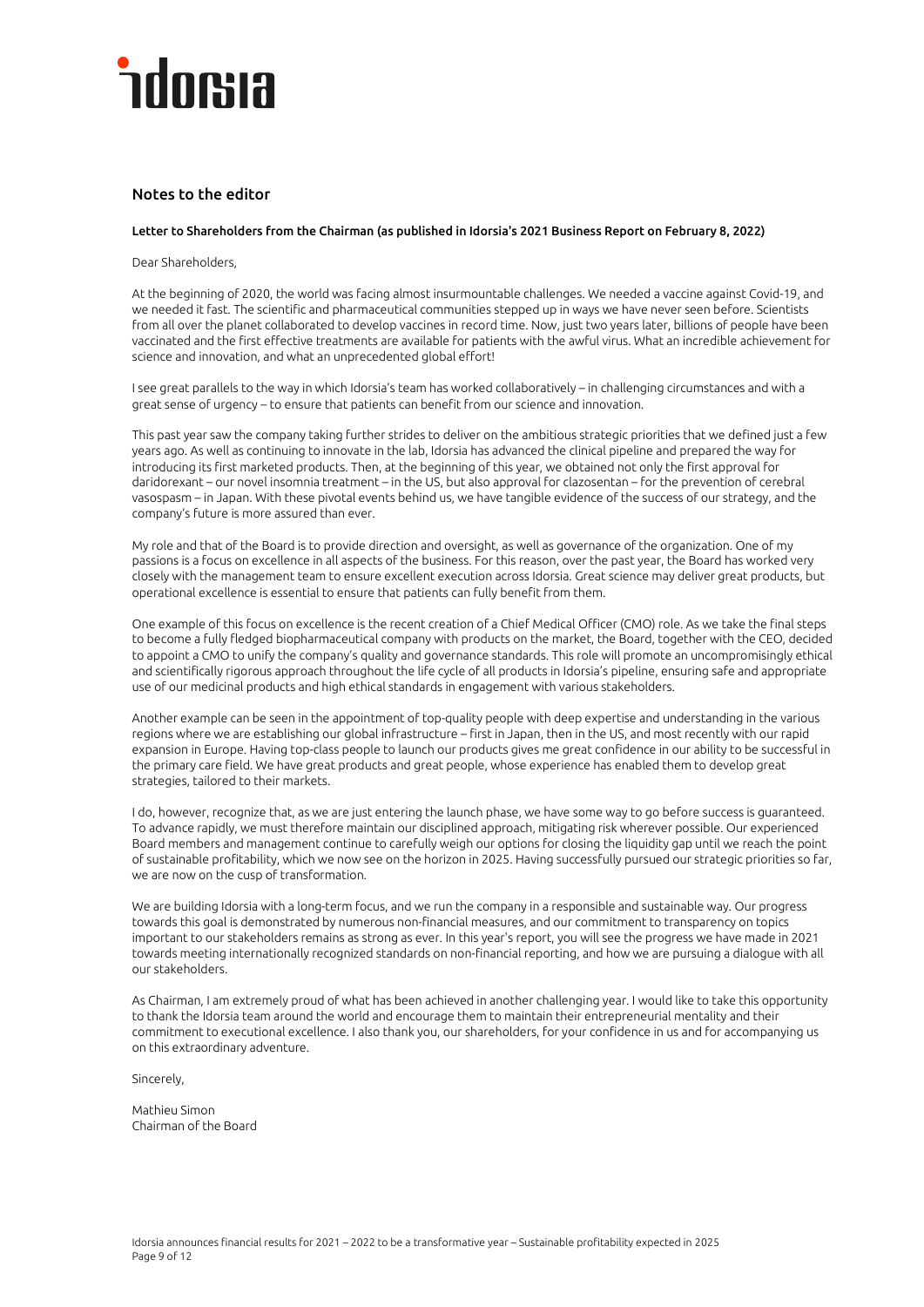## Notes to the editor

**Letter to Shareholders from the Chairman (as published in Idorsia's 2021 Business Report on February 8, 2022)**

Dear Shareholders,

At the beginning of 2020, the world was facing almost insurmountable challenges. We needed a vaccine against Covid-19, and we needed it fast. The scientific and pharmaceutical communities stepped up in ways we have never seen before. Scientists from all over the planet collaborated to develop vaccines in record time. Now, just two years later, billions of people have been vaccinated and the first effective treatments are available for patients with the awful virus. What an incredible achievement for science and innovation, and what an unprecedented global effort!

I see great parallels to the way in which Idorsia's team has worked collaboratively – in challenging circumstances and with a great sense of urgency – to ensure that patients can benefit from our science and innovation.

This past year saw the company taking further strides to deliver on the ambitious strategic priorities that we defined just a few years ago. As well as continuing to innovate in the lab, Idorsia has advanced the clinical pipeline and prepared the way for introducing its first marketed products. Then, at the beginning of this year, we obtained not only the first approval for daridorexant – our novel insomnia treatment – in the US, but also approval for clazosentan – for the prevention of cerebral vasospasm – in Japan. With these pivotal events behind us, we have tangible evidence of the success of our strategy, and the company's future is more assured than ever.

My role and that of the Board is to provide direction and oversight, as well as governance of the organization. One of my passions is a focus on excellence in all aspects of the business. For this reason, over the past year, the Board has worked very closely with the management team to ensure excellent execution across Idorsia. Great science may deliver great products, but operational excellence is essential to ensure that patients can fully benefit from them.

One example of this focus on excellence is the recent creation of a Chief Medical Officer (CMO) role. As we take the final steps to become a fully fledged biopharmaceutical company with products on the market, the Board, together with the CEO, decided to appoint a CMO to unify the company's quality and governance standards. This role will promote an uncompromisingly ethical and scientifically rigorous approach throughout the life cycle of all products in Idorsia's pipeline, ensuring safe and appropriate use of our medicinal products and high ethical standards in engagement with various stakeholders.

Another example can be seen in the appointment of top-quality people with deep expertise and understanding in the various regions where we are establishing our global infrastructure – first in Japan, then in the US, and most recently with our rapid expansion in Europe. Having top-class people to launch our products gives me great confidence in our ability to be successful in the primary care field. We have great products and great people, whose experience has enabled them to develop great strategies, tailored to their markets.

I do, however, recognize that, as we are just entering the launch phase, we have some way to go before success is guaranteed. To advance rapidly, we must therefore maintain our disciplined approach, mitigating risk wherever possible. Our experienced Board members and management continue to carefully weigh our options for closing the liquidity gap until we reach the point of sustainable profitability, which we now see on the horizon in 2025. Having successfully pursued our strategic priorities so far, we are now on the cusp of transformation.

We are building Idorsia with a long-term focus, and we run the company in a responsible and sustainable way. Our progress towards this goal is demonstrated by numerous non-financial measures, and our commitment to transparency on topics important to our stakeholders remains as strong as ever. In this year's report, you will see the progress we have made in 2021 towards meeting internationally recognized standards on non-financial reporting, and how we are pursuing a dialogue with all our stakeholders.

As Chairman, I am extremely proud of what has been achieved in another challenging year. I would like to take this opportunity to thank the Idorsia team around the world and encourage them to maintain their entrepreneurial mentality and their commitment to executional excellence. I also thank you, our shareholders, for your confidence in us and for accompanying us on this extraordinary adventure.

Sincerely,

Mathieu Simon
Chairman of the Board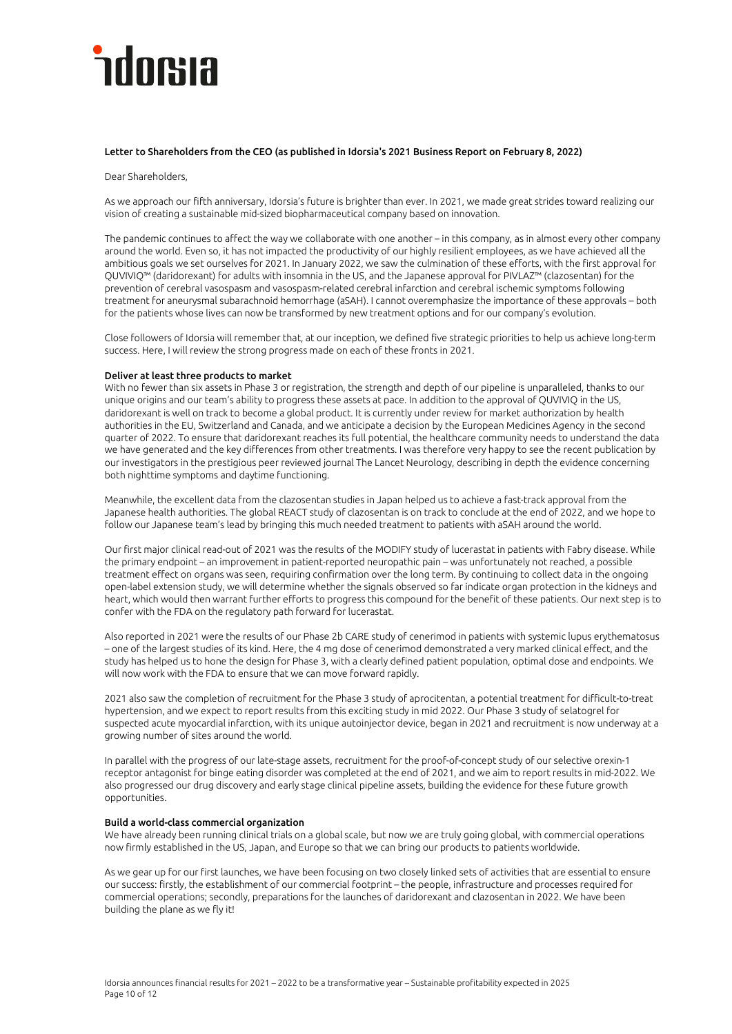**Letter to Shareholders from the CEO (as published in Idorsia's 2021 Business Report on February 8, 2022)**

Dear Shareholders,

As we approach our fifth anniversary, Idorsia's future is brighter than ever. In 2021, we made great strides toward realizing our vision of creating a sustainable mid-sized biopharmaceutical company based on innovation.

The pandemic continues to affect the way we collaborate with one another – in this company, as in almost every other company around the world. Even so, it has not impacted the productivity of our highly resilient employees, as we have achieved all the ambitious goals we set ourselves for 2021. In January 2022, we saw the culmination of these efforts, with the first approval for QUVIVIQ™ (daridorexant) for adults with insomnia in the US, and the Japanese approval for PIVLAZ™ (clazosentan) for the prevention of cerebral vasospasm and vasospasm-related cerebral infarction and cerebral ischemic symptoms following treatment for aneurysmal subarachnoid hemorrhage (aSAH). I cannot overemphasize the importance of these approvals – both for the patients whose lives can now be transformed by new treatment options and for our company's evolution.

Close followers of Idorsia will remember that, at our inception, we defined five strategic priorities to help us achieve long-term success. Here, I will review the strong progress made on each of these fronts in 2021.

**Deliver at least three products to market**

With no fewer than six assets in Phase 3 or registration, the strength and depth of our pipeline is unparalleled, thanks to our unique origins and our team's ability to progress these assets at pace. In addition to the approval of QUVIVIQ in the US, daridorexant is well on track to become a global product. It is currently under review for market authorization by health authorities in the EU, Switzerland and Canada, and we anticipate a decision by the European Medicines Agency in the second quarter of 2022. To ensure that daridorexant reaches its full potential, the healthcare community needs to understand the data we have generated and the key differences from other treatments. I was therefore very happy to see the recent publication by our investigators in the prestigious peer reviewed journal The Lancet Neurology, describing in depth the evidence concerning both nighttime symptoms and daytime functioning.

Meanwhile, the excellent data from the clazosentan studies in Japan helped us to achieve a fast-track approval from the Japanese health authorities. The global REACT study of clazosentan is on track to conclude at the end of 2022, and we hope to follow our Japanese team's lead by bringing this much needed treatment to patients with aSAH around the world.

Our first major clinical read-out of 2021 was the results of the MODIFY study of lucerastat in patients with Fabry disease. While the primary endpoint – an improvement in patient-reported neuropathic pain – was unfortunately not reached, a possible treatment effect on organs was seen, requiring confirmation over the long term. By continuing to collect data in the ongoing open-label extension study, we will determine whether the signals observed so far indicate organ protection in the kidneys and heart, which would then warrant further efforts to progress this compound for the benefit of these patients. Our next step is to confer with the FDA on the regulatory path forward for lucerastat.

Also reported in 2021 were the results of our Phase 2b CARE study of cenerimod in patients with systemic lupus erythematosus – one of the largest studies of its kind. Here, the 4 mg dose of cenerimod demonstrated a very marked clinical effect, and the study has helped us to hone the design for Phase 3, with a clearly defined patient population, optimal dose and endpoints. We will now work with the FDA to ensure that we can move forward rapidly.

2021 also saw the completion of recruitment for the Phase 3 study of aprocitentan, a potential treatment for difficult-to-treat hypertension, and we expect to report results from this exciting study in mid 2022. Our Phase 3 study of selatogrel for suspected acute myocardial infarction, with its unique autoinjector device, began in 2021 and recruitment is now underway at a growing number of sites around the world.

In parallel with the progress of our late-stage assets, recruitment for the proof-of-concept study of our selective orexin-1 receptor antagonist for binge eating disorder was completed at the end of 2021, and we aim to report results in mid-2022. We also progressed our drug discovery and early stage clinical pipeline assets, building the evidence for these future growth opportunities.

**Build a world-class commercial organization**

We have already been running clinical trials on a global scale, but now we are truly going global, with commercial operations now firmly established in the US, Japan, and Europe so that we can bring our products to patients worldwide.

As we gear up for our first launches, we have been focusing on two closely linked sets of activities that are essential to ensure our success: firstly, the establishment of our commercial footprint – the people, infrastructure and processes required for commercial operations; secondly, preparations for the launches of daridorexant and clazosentan in 2022. We have been building the plane as we fly it!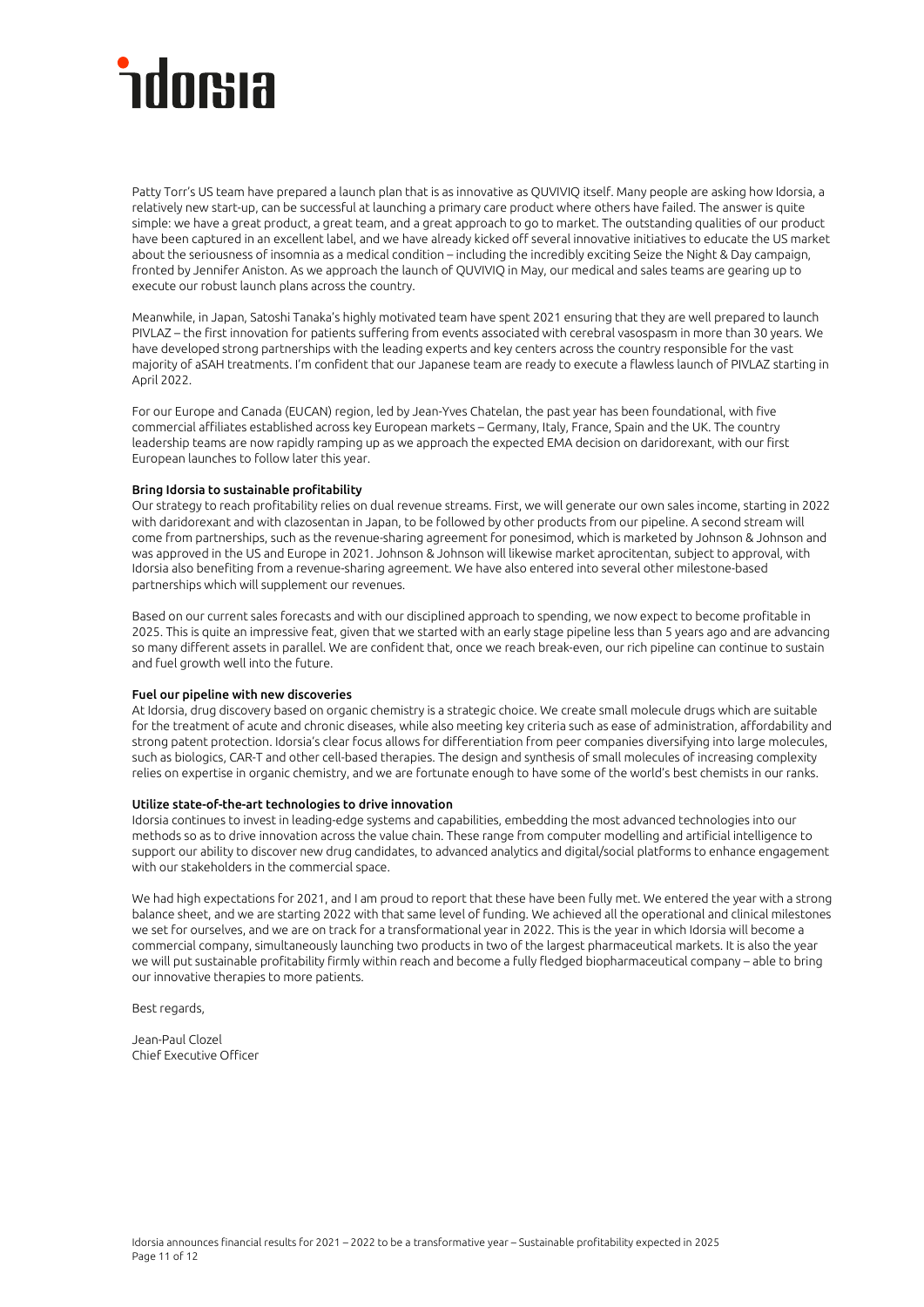Patty Torr's US team have prepared a launch plan that is as innovative as QUVIVIQ itself. Many people are asking how Idorsia, a relatively new start-up, can be successful at launching a primary care product where others have failed. The answer is quite simple: we have a great product, a great team, and a great approach to go to market. The outstanding qualities of our product have been captured in an excellent label, and we have already kicked off several innovative initiatives to educate the US market about the seriousness of insomnia as a medical condition – including the incredibly exciting Seize the Night & Day campaign, fronted by Jennifer Aniston. As we approach the launch of QUVIVIQ in May, our medical and sales teams are gearing up to execute our robust launch plans across the country.

Meanwhile, in Japan, Satoshi Tanaka's highly motivated team have spent 2021 ensuring that they are well prepared to launch PIVLAZ – the first innovation for patients suffering from events associated with cerebral vasospasm in more than 30 years. We have developed strong partnerships with the leading experts and key centers across the country responsible for the vast majority of aSAH treatments. I'm confident that our Japanese team are ready to execute a flawless launch of PIVLAZ starting in April 2022.

For our Europe and Canada (EUCAN) region, led by Jean-Yves Chatelan, the past year has been foundational, with five commercial affiliates established across key European markets – Germany, Italy, France, Spain and the UK. The country leadership teams are now rapidly ramping up as we approach the expected EMA decision on daridorexant, with our first European launches to follow later this year.

**Bring Idorsia to sustainable profitability**
Our strategy to reach profitability relies on dual revenue streams. First, we will generate our own sales income, starting in 2022 with daridorexant and with clazosentan in Japan, to be followed by other products from our pipeline. A second stream will come from partnerships, such as the revenue-sharing agreement for ponesimod, which is marketed by Johnson & Johnson and was approved in the US and Europe in 2021. Johnson & Johnson will likewise market aprocitentan, subject to approval, with Idorsia also benefiting from a revenue-sharing agreement. We have also entered into several other milestone-based partnerships which will supplement our revenues.

Based on our current sales forecasts and with our disciplined approach to spending, we now expect to become profitable in 2025. This is quite an impressive feat, given that we started with an early stage pipeline less than 5 years ago and are advancing so many different assets in parallel. We are confident that, once we reach break-even, our rich pipeline can continue to sustain and fuel growth well into the future.

**Fuel our pipeline with new discoveries**
At Idorsia, drug discovery based on organic chemistry is a strategic choice. We create small molecule drugs which are suitable for the treatment of acute and chronic diseases, while also meeting key criteria such as ease of administration, affordability and strong patent protection. Idorsia's clear focus allows for differentiation from peer companies diversifying into large molecules, such as biologics, CAR-T and other cell-based therapies. The design and synthesis of small molecules of increasing complexity relies on expertise in organic chemistry, and we are fortunate enough to have some of the world's best chemists in our ranks.

**Utilize state-of-the-art technologies to drive innovation**
Idorsia continues to invest in leading-edge systems and capabilities, embedding the most advanced technologies into our methods so as to drive innovation across the value chain. These range from computer modelling and artificial intelligence to support our ability to discover new drug candidates, to advanced analytics and digital/social platforms to enhance engagement with our stakeholders in the commercial space.

We had high expectations for 2021, and I am proud to report that these have been fully met. We entered the year with a strong balance sheet, and we are starting 2022 with that same level of funding. We achieved all the operational and clinical milestones we set for ourselves, and we are on track for a transformational year in 2022. This is the year in which Idorsia will become a commercial company, simultaneously launching two products in two of the largest pharmaceutical markets. It is also the year we will put sustainable profitability firmly within reach and become a fully fledged biopharmaceutical company – able to bring our innovative therapies to more patients.

Best regards,

Jean-Paul Clozel
Chief Executive Officer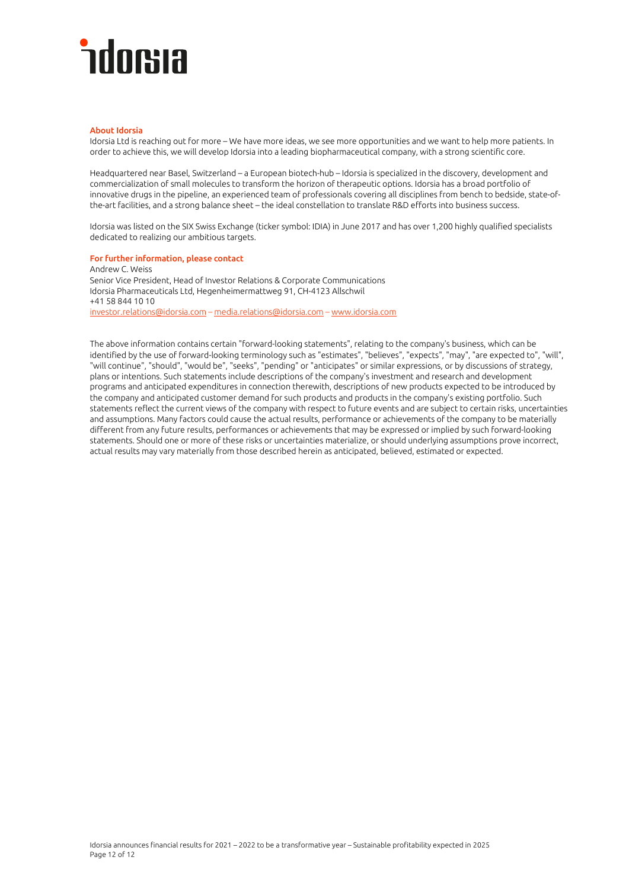## About Idorsia

Idorsia Ltd is reaching out for more – We have more ideas, we see more opportunities and we want to help more patients. In order to achieve this, we will develop Idorsia into a leading biopharmaceutical company, with a strong scientific core.

Headquartered near Basel, Switzerland – a European biotech-hub – Idorsia is specialized in the discovery, development and commercialization of small molecules to transform the horizon of therapeutic options. Idorsia has a broad portfolio of innovative drugs in the pipeline, an experienced team of professionals covering all disciplines from bench to bedside, state-of-the-art facilities, and a strong balance sheet – the ideal constellation to translate R&D efforts into business success.

Idorsia was listed on the SIX Swiss Exchange (ticker symbol: IDIA) in June 2017 and has over 1,200 highly qualified specialists dedicated to realizing our ambitious targets.

## For further information, please contact

Andrew C. Weiss
Senior Vice President, Head of Investor Relations & Corporate Communications
Idorsia Pharmaceuticals Ltd, Hegenheimermattweg 91, CH-4123 Allschwil
+41 58 844 10 10
investor.relations@idorsia.com – media.relations@idorsia.com – www.idorsia.com

The above information contains certain "forward-looking statements", relating to the company's business, which can be identified by the use of forward-looking terminology such as "estimates", "believes", "expects", "may", "are expected to", "will", "will continue", "should", "would be", "seeks", "pending" or "anticipates" or similar expressions, or by discussions of strategy, plans or intentions. Such statements include descriptions of the company's investment and research and development programs and anticipated expenditures in connection therewith, descriptions of new products expected to be introduced by the company and anticipated customer demand for such products and products in the company's existing portfolio. Such statements reflect the current views of the company with respect to future events and are subject to certain risks, uncertainties and assumptions. Many factors could cause the actual results, performance or achievements of the company to be materially different from any future results, performances or achievements that may be expressed or implied by such forward-looking statements. Should one or more of these risks or uncertainties materialize, or should underlying assumptions prove incorrect, actual results may vary materially from those described herein as anticipated, believed, estimated or expected.